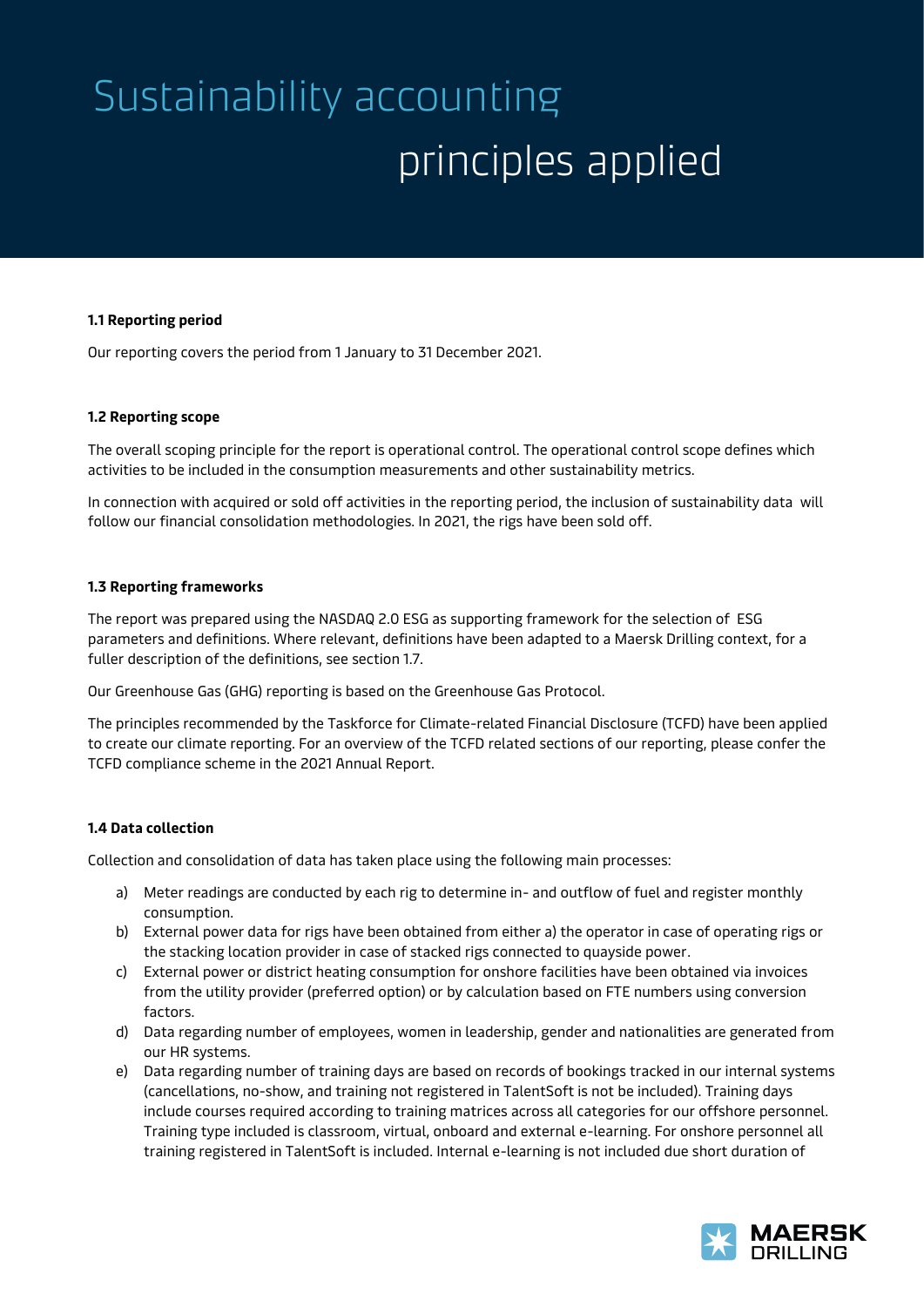# Sustainability accounting principles applied

### 1.1 Reporting period

Our reporting covers the period from 1 January to 31 December 2021.

### 1.2 Reporting scope

The overall scoping principle for the report is operational control. The operational control scope defines which activities to be included in the consumption measurements and other sustainability metrics.

In connection with acquired or sold off activities in the reporting period, the inclusion of sustainability data will follow our financial consolidation methodologies. In 2021, the rigs have been sold off.

### 1.3 Reporting frameworks

The report was prepared using the NASDAQ 2.0 ESG as supporting framework for the selection of ESG parameters and definitions. Where relevant, definitions have been adapted to a Maersk Drilling context, for a fuller description of the definitions, see section 1.7.

Our Greenhouse Gas (GHG) reporting is based on the Greenhouse Gas Protocol.

The principles recommended by the Taskforce for Climate-related Financial Disclosure (TCFD) have been applied to create our climate reporting. For an overview of the TCFD related sections of our reporting, please confer the TCFD compliance scheme in the 2021 Annual Report.

### 1.4 Data collection

Collection and consolidation of data has taken place using the following main processes:

a) Meter readings are conducted by each rig to determine in- and outflow of fuel and register monthly consumption.
b) External power data for rigs have been obtained from either a) the operator in case of operating rigs or the stacking location provider in case of stacked rigs connected to quayside power.
c) External power or district heating consumption for onshore facilities have been obtained via invoices from the utility provider (preferred option) or by calculation based on FTE numbers using conversion factors.
d) Data regarding number of employees, women in leadership, gender and nationalities are generated from our HR systems.
e) Data regarding number of training days are based on records of bookings tracked in our internal systems (cancellations, no-show, and training not registered in TalentSoft is not be included). Training days include courses required according to training matrices across all categories for our offshore personnel. Training type included is classroom, virtual, onboard and external e-learning. For onshore personnel all training registered in TalentSoft is included. Internal e-learning is not included due short duration of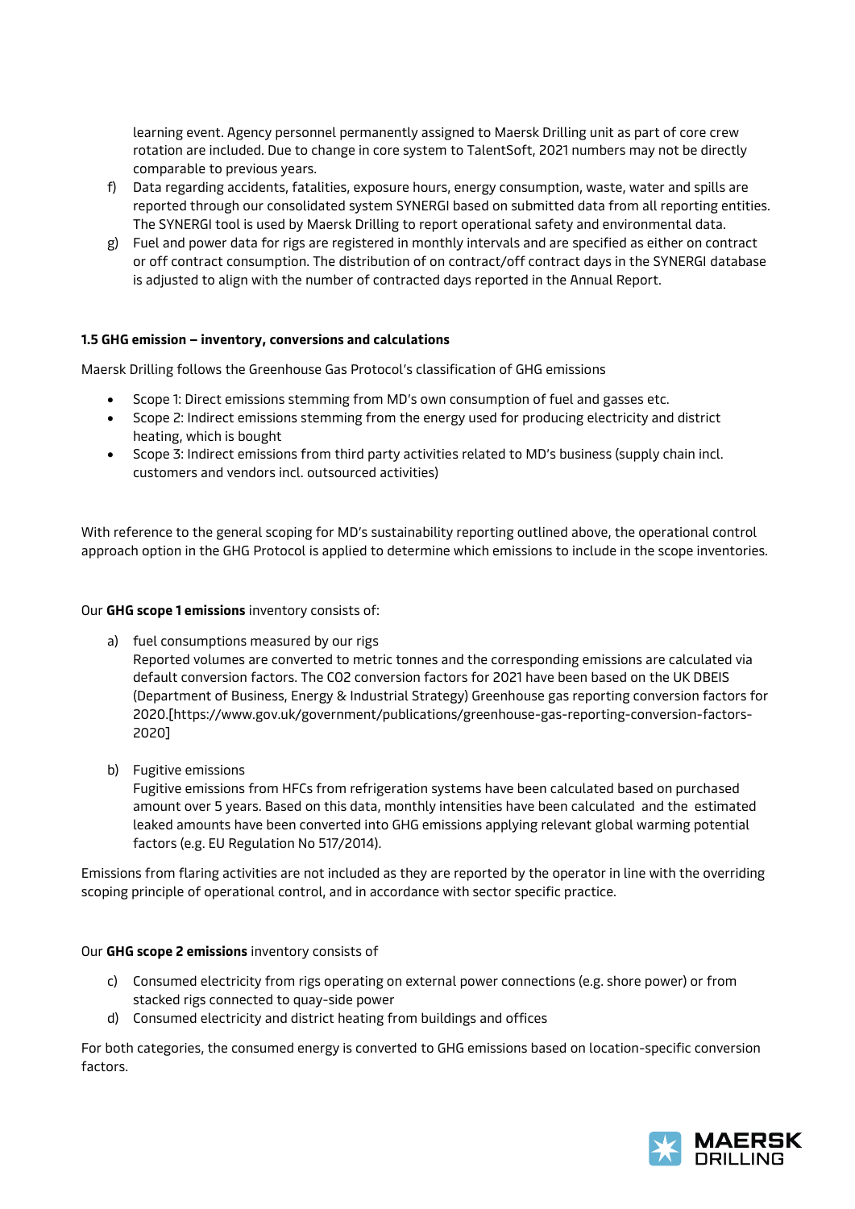learning event. Agency personnel permanently assigned to Maersk Drilling unit as part of core crew rotation are included. Due to change in core system to TalentSoft, 2021 numbers may not be directly comparable to previous years.

f) Data regarding accidents, fatalities, exposure hours, energy consumption, waste, water and spills are reported through our consolidated system SYNERGI based on submitted data from all reporting entities. The SYNERGI tool is used by Maersk Drilling to report operational safety and environmental data.

g) Fuel and power data for rigs are registered in monthly intervals and are specified as either on contract or off contract consumption. The distribution of on contract/off contract days in the SYNERGI database is adjusted to align with the number of contracted days reported in the Annual Report.

#### 1.5 GHG emission – inventory, conversions and calculations

Maersk Drilling follows the Greenhouse Gas Protocol's classification of GHG emissions

- Scope 1: Direct emissions stemming from MD's own consumption of fuel and gasses etc.
- Scope 2: Indirect emissions stemming from the energy used for producing electricity and district heating, which is bought
- Scope 3: Indirect emissions from third party activities related to MD's business (supply chain incl. customers and vendors incl. outsourced activities)

With reference to the general scoping for MD's sustainability reporting outlined above, the operational control approach option in the GHG Protocol is applied to determine which emissions to include in the scope inventories.

Our **GHG scope 1 emissions** inventory consists of:

a) fuel consumptions measured by our rigs
   Reported volumes are converted to metric tonnes and the corresponding emissions are calculated via default conversion factors. The $CO_2$ conversion factors for 2021 have been based on the UK DBEIS (Department of Business, Energy & Industrial Strategy) Greenhouse gas reporting conversion factors for 2020.[https://www.gov.uk/government/publications/greenhouse-gas-reporting-conversion-factors-2020]

b) Fugitive emissions
   Fugitive emissions from HFCs from refrigeration systems have been calculated based on purchased amount over 5 years. Based on this data, monthly intensities have been calculated and the estimated leaked amounts have been converted into GHG emissions applying relevant global warming potential factors (e.g. EU Regulation No 517/2014).

Emissions from flaring activities are not included as they are reported by the operator in line with the overriding scoping principle of operational control, and in accordance with sector specific practice.

Our **GHG scope 2 emissions** inventory consists of

c) Consumed electricity from rigs operating on external power connections (e.g. shore power) or from stacked rigs connected to quay-side power

d) Consumed electricity and district heating from buildings and offices

For both categories, the consumed energy is converted to GHG emissions based on location-specific conversion factors.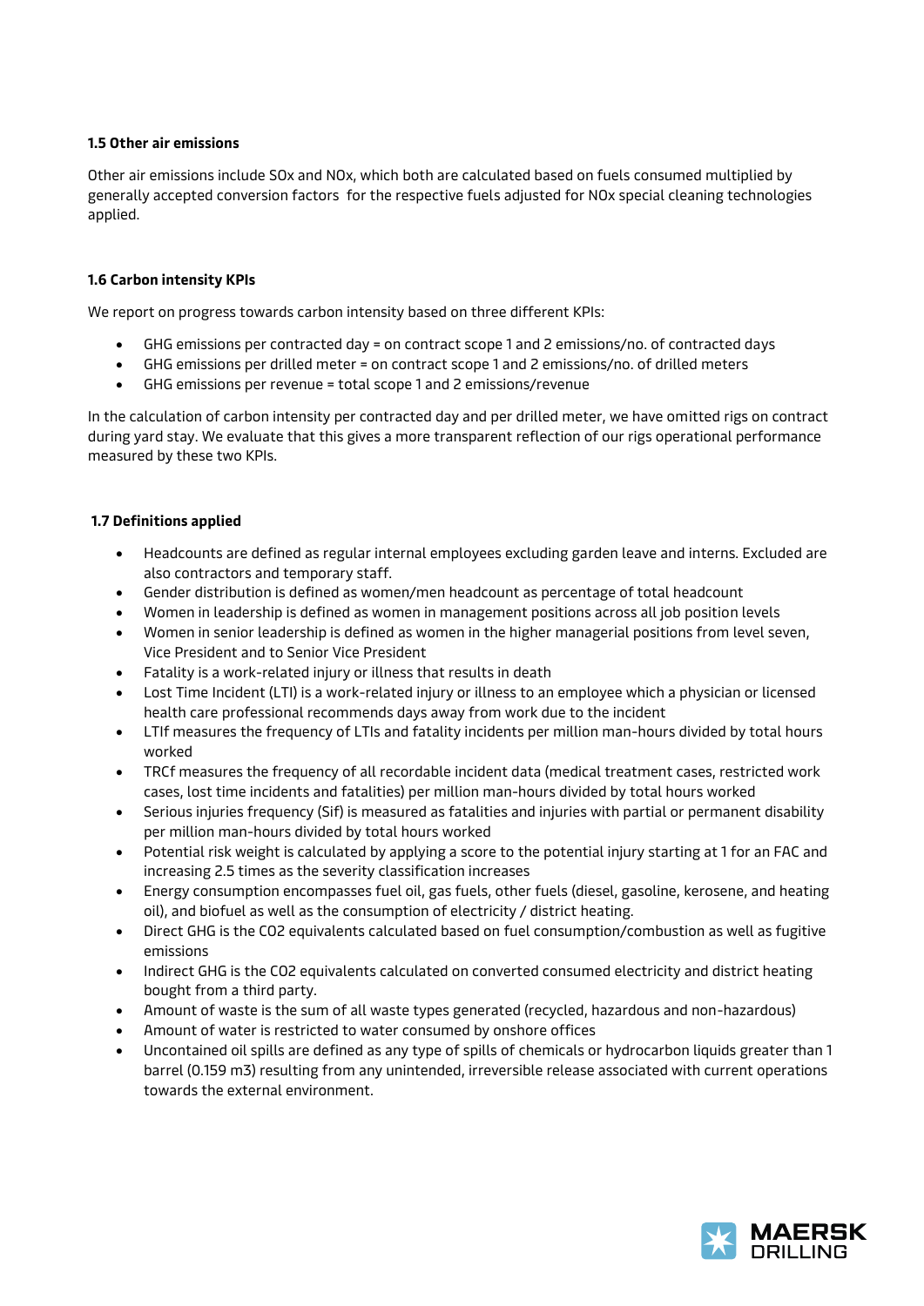### 1.5 Other air emissions

Other air emissions include SOx and NOx, which both are calculated based on fuels consumed multiplied by generally accepted conversion factors for the respective fuels adjusted for NOx special cleaning technologies applied.

### 1.6 Carbon intensity KPIs

We report on progress towards carbon intensity based on three different KPIs:

- GHG emissions per contracted day = on contract scope 1 and 2 emissions/no. of contracted days
- GHG emissions per drilled meter = on contract scope 1 and 2 emissions/no. of drilled meters
- GHG emissions per revenue = total scope 1 and 2 emissions/revenue

In the calculation of carbon intensity per contracted day and per drilled meter, we have omitted rigs on contract during yard stay. We evaluate that this gives a more transparent reflection of our rigs operational performance measured by these two KPIs.

### 1.7 Definitions applied

- Headcounts are defined as regular internal employees excluding garden leave and interns. Excluded are also contractors and temporary staff.
- Gender distribution is defined as women/men headcount as percentage of total headcount
- Women in leadership is defined as women in management positions across all job position levels
- Women in senior leadership is defined as women in the higher managerial positions from level seven, Vice President and to Senior Vice President
- Fatality is a work-related injury or illness that results in death
- Lost Time Incident (LTI) is a work-related injury or illness to an employee which a physician or licensed health care professional recommends days away from work due to the incident
- LTIf measures the frequency of LTIs and fatality incidents per million man-hours divided by total hours worked
- TRCf measures the frequency of all recordable incident data (medical treatment cases, restricted work cases, lost time incidents and fatalities) per million man-hours divided by total hours worked
- Serious injuries frequency (Sif) is measured as fatalities and injuries with partial or permanent disability per million man-hours divided by total hours worked
- Potential risk weight is calculated by applying a score to the potential injury starting at 1 for an FAC and increasing 2.5 times as the severity classification increases
- Energy consumption encompasses fuel oil, gas fuels, other fuels (diesel, gasoline, kerosene, and heating oil), and biofuel as well as the consumption of electricity / district heating.
- Direct GHG is the $CO_2$ equivalents calculated based on fuel consumption/combustion as well as fugitive emissions
- Indirect GHG is the $CO_2$ equivalents calculated on converted consumed electricity and district heating bought from a third party.
- Amount of waste is the sum of all waste types generated (recycled, hazardous and non-hazardous)
- Amount of water is restricted to water consumed by onshore offices
- Uncontained oil spills are defined as any type of spills of chemicals or hydrocarbon liquids greater than 1 barrel (0.159 m3) resulting from any unintended, irreversible release associated with current operations towards the external environment.